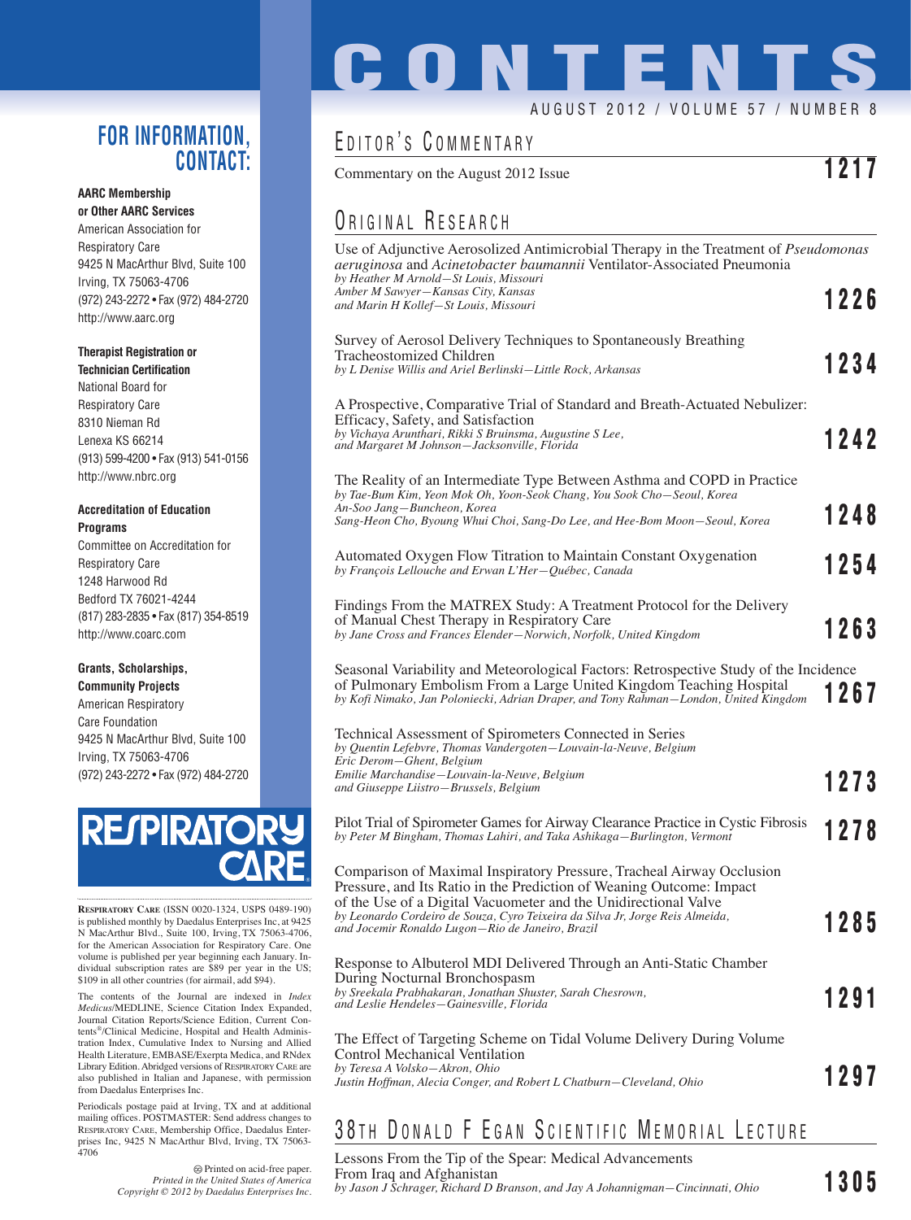# CONTENTS

AUGUST 2012 / VOLUME 57 / NUMBER 8

## EDITOR'S COMMENTARY

Commentary on the August 2012 Issue **1217**

## ORIGINAL RESEARCH

Use of Adjunctive Aerosolized Antimicrobial Therapy in the Treatment of *Pseudomonas aeruginosa* and *Acinetobacter baumannii* Ventilator-Associated Pneumonia
*by Heather M Arnold—St Louis, Missouri*
*Amber M Sawyer—Kansas City, Kansas*
*and Marin H Kollef—St Louis, Missouri* **1226**

Survey of Aerosol Delivery Techniques to Spontaneously Breathing Tracheostomized Children
*by L Denise Willis and Ariel Berlinski—Little Rock, Arkansas* **1234**

A Prospective, Comparative Trial of Standard and Breath-Actuated Nebulizer: Efficacy, Safety, and Satisfaction
*by Vichaya Arunthari, Rikki S Bruinsma, Augustine S Lee, and Margaret M Johnson—Jacksonville, Florida* **1242**

The Reality of an Intermediate Type Between Asthma and COPD in Practice
*by Tae-Bum Kim, Yeon Mok Oh, Yoon-Seok Chang, You Sook Cho—Seoul, Korea*
*An-Soo Jang—Buncheon, Korea*
*Sang-Heon Cho, Byoung Whui Choi, Sang-Do Lee, and Hee-Bom Moon—Seoul, Korea* **1248**

Automated Oxygen Flow Titration to Maintain Constant Oxygenation
*by François Lellouche and Erwan L'Her—Québec, Canada* **1254**

Findings From the MATREX Study: A Treatment Protocol for the Delivery of Manual Chest Therapy in Respiratory Care
*by Jane Cross and Frances Elender—Norwich, Norfolk, United Kingdom* **1263**

Seasonal Variability and Meteorological Factors: Retrospective Study of the Incidence of Pulmonary Embolism From a Large United Kingdom Teaching Hospital
*by Kofi Nimako, Jan Poloniecki, Adrian Draper, and Tony Rahman—London, United Kingdom* **1267**

Technical Assessment of Spirometers Connected in Series
*by Quentin Lefebvre, Thomas Vandergoten—Louvain-la-Neuve, Belgium*
*Eric Derom—Ghent, Belgium*
*Emilie Marchandise—Louvain-la-Neuve, Belgium*
*and Giuseppe Liistro—Brussels, Belgium* **1273**

Pilot Trial of Spirometer Games for Airway Clearance Practice in Cystic Fibrosis
*by Peter M Bingham, Thomas Lahiri, and Taka Ashikaga—Burlington, Vermont* **1278**

Comparison of Maximal Inspiratory Pressure, Tracheal Airway Occlusion Pressure, and Its Ratio in the Prediction of Weaning Outcome: Impact of the Use of a Digital Vacuometer and the Unidirectional Valve
*by Leonardo Cordeiro de Souza, Cyro Teixeira da Silva Jr, Jorge Reis Almeida, and Jocemir Ronaldo Lugon—Rio de Janeiro, Brazil* **1285**

Response to Albuterol MDI Delivered Through an Anti-Static Chamber During Nocturnal Bronchospasm
*by Sreekala Prabhakaran, Jonathan Shuster, Sarah Chesrown, and Leslie Hendeles—Gainesville, Florida* **1291**

The Effect of Targeting Scheme on Tidal Volume Delivery During Volume Control Mechanical Ventilation
*by Teresa A Volsko—Akron, Ohio*
*Justin Hoffman, Alecia Conger, and Robert L Chatburn—Cleveland, Ohio* **1297**

## 38TH DONALD F EGAN SCIENTIFIC MEMORIAL LECTURE

Lessons From the Tip of the Spear: Medical Advancements From Iraq and Afghanistan
*by Jason J Schrager, Richard D Branson, and Jay A Johannigman—Cincinnati, Ohio* **1305**

---

## FOR INFORMATION, CONTACT:

**AARC Membership or Other AARC Services**
American Association for Respiratory Care
9425 N MacArthur Blvd, Suite 100
Irving, TX 75063-4706
(972) 243-2272 • Fax (972) 484-2720
http://www.aarc.org

**Therapist Registration or Technician Certification**
National Board for Respiratory Care
8310 Nieman Rd
Lenexa KS 66214
(913) 599-4200 • Fax (913) 541-0156
http://www.nbrc.org

**Accreditation of Education Programs**
Committee on Accreditation for Respiratory Care
1248 Harwood Rd
Bedford TX 76021-4244
(817) 283-2835 • Fax (817) 354-8519
http://www.coarc.com

**Grants, Scholarships, Community Projects**
American Respiratory Care Foundation
9425 N MacArthur Blvd, Suite 100
Irving, TX 75063-4706
(972) 243-2272 • Fax (972) 484-2720

RESPIRATORY CARE

RESPIRATORY CARE (ISSN 0020-1324, USPS 0489-190) is published monthly by Daedalus Enterprises Inc, at 9425 N MacArthur Blvd., Suite 100, Irving, TX 75063-4706, for the American Association for Respiratory Care. One volume is published per year beginning each January. Individual subscription rates are $89 per year in the US; $109 in all other countries (for airmail, add $94).

The contents of the Journal are indexed in *Index Medicus*/MEDLINE, Science Citation Index Expanded, Journal Citation Reports/Science Edition, Current Contents®/Clinical Medicine, Hospital and Health Administration Index, Cumulative Index to Nursing and Allied Health Literature, EMBASE/Exerpta Medica, and RNdex Library Edition. Abridged versions of RESPIRATORY CARE are also published in Italian and Japanese, with permission from Daedalus Enterprises Inc.

Periodicals postage paid at Irving, TX and at additional mailing offices. POSTMASTER: Send address changes to RESPIRATORY CARE, Membership Office, Daedalus Enterprises Inc, 9425 N MacArthur Blvd, Irving, TX 75063-4706

♾ Printed on acid-free paper.
*Printed in the United States of America*
*Copyright © 2012 by Daedalus Enterprises Inc.*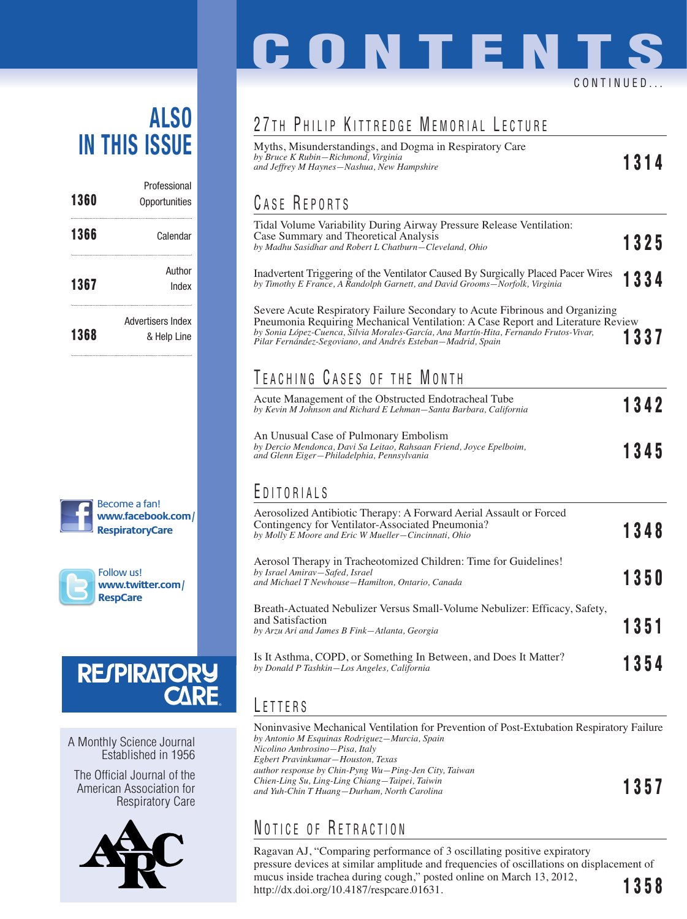# CONTENTS

CONTINUED...

## 27th Philip Kittredge Memorial Lecture

Myths, Misunderstandings, and Dogma in Respiratory Care
*by Bruce K Rubin—Richmond, Virginia*
*and Jeffrey M Haynes—Nashua, New Hampshire* **1314**

## Case Reports

Tidal Volume Variability During Airway Pressure Release Ventilation: Case Summary and Theoretical Analysis
*by Madhu Sasidhar and Robert L Chatburn—Cleveland, Ohio* **1325**

Inadvertent Triggering of the Ventilator Caused By Surgically Placed Pacer Wires
*by Timothy E France, A Randolph Garnett, and David Grooms—Norfolk, Virginia* **1334**

Severe Acute Respiratory Failure Secondary to Acute Fibrinous and Organizing Pneumonia Requiring Mechanical Ventilation: A Case Report and Literature Review
*by Sonia López-Cuenca, Silvia Morales-García, Ana Martín-Hita, Fernando Frutos-Vivar, Pilar Fernández-Segoviano, and Andrés Esteban—Madrid, Spain* **1337**

## Teaching Cases of the Month

Acute Management of the Obstructed Endotracheal Tube
*by Kevin M Johnson and Richard E Lehman—Santa Barbara, California* **1342**

An Unusual Case of Pulmonary Embolism
*by Dercio Mendonca, Davi Sa Leitao, Rahsaan Friend, Joyce Epelboim, and Glenn Eiger—Philadelphia, Pennsylvania* **1345**

## Editorials

Aerosolized Antibiotic Therapy: A Forward Aerial Assault or Forced Contingency for Ventilator-Associated Pneumonia?
*by Molly E Moore and Eric W Mueller—Cincinnati, Ohio* **1348**

Aerosol Therapy in Tracheotomized Children: Time for Guidelines!
*by Israel Amirav—Safed, Israel*
*and Michael T Newhouse—Hamilton, Ontario, Canada* **1350**

Breath-Actuated Nebulizer Versus Small-Volume Nebulizer: Efficacy, Safety, and Satisfaction
*by Arzu Ari and James B Fink—Atlanta, Georgia* **1351**

Is It Asthma, COPD, or Something In Between, and Does It Matter?
*by Donald P Tashkin—Los Angeles, California* **1354**

## Letters

Noninvasive Mechanical Ventilation for Prevention of Post-Extubation Respiratory Failure
*by Antonio M Esquinas Rodriguez—Murcia, Spain*
*Nicolino Ambrosino—Pisa, Italy*
*Egbert Pravinkumar—Houston, Texas*
*author response by Chin-Pyng Wu—Ping-Jen City, Taiwan*
*Chien-Ling Su, Ling-Ling Chiang—Taipei, Taiwin*
*and Yuh-Chin T Huang—Durham, North Carolina* **1357**

## Notice of Retraction

Ragavan AJ, "Comparing performance of 3 oscillating positive expiratory pressure devices at similar amplitude and frequencies of oscillations on displacement of mucus inside trachea during cough," posted online on March 13, 2012, http://dx.doi.org/10.4187/respcare.01631. **1358**

## ALSO IN THIS ISSUE

**1360** Professional Opportunities

**1366** Calendar

**1367** Author Index

**1368** Advertisers Index & Help Line

Become a fan! www.facebook.com/RespiratoryCare

Follow us! www.twitter.com/RespCare

RESPIRATORY CARE

A Monthly Science Journal Established in 1956

The Official Journal of the American Association for Respiratory Care